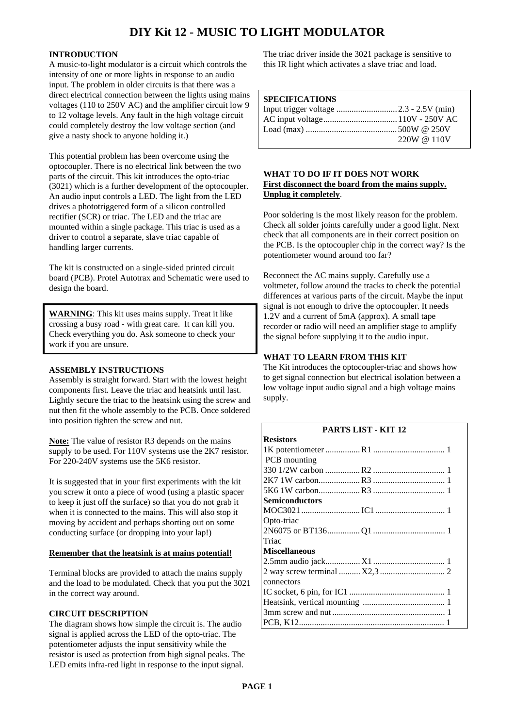# DIY Kit 12 - MUSIC TO LIGHT MODULATOR

## INTRODUCTION

A music-to-light modulator is a circuit which controls the intensity of one or more lights in response to an audio input. The problem in older circuits is that there was a direct electrical connection between the lights using mains voltages (110 to 250V AC) and the amplifier circuit low 9 to 12 voltage levels. Any fault in the high voltage circuit could completely destroy the low voltage section (and give a nasty shock to anyone holding it.)

This potential problem has been overcome using the optocoupler. There is no electrical link between the two parts of the circuit. This kit introduces the opto-triac (3021) which is a further development of the optocoupler. An audio input controls a LED. The light from the LED drives a phototriggered form of a silicon controlled rectifier (SCR) or triac. The LED and the triac are mounted within a single package. This triac is used as a driver to control a separate, slave triac capable of handling larger currents.

The kit is constructed on a single-sided printed circuit board (PCB). Protel Autotrax and Schematic were used to design the board.

**WARNING**: This kit uses mains supply. Treat it like crossing a busy road - with great care. It can kill you. Check everything you do. Ask someone to check your work if you are unsure.

## ASSEMBLY INSTRUCTIONS

Assembly is straight forward. Start with the lowest height components first. Leave the triac and heatsink until last. Lightly secure the triac to the heatsink using the screw and nut then fit the whole assembly to the PCB. Once soldered into position tighten the screw and nut.

**Note:** The value of resistor R3 depends on the mains supply to be used. For 110V systems use the 2K7 resistor. For 220-240V systems use the 5K6 resistor.

It is suggested that in your first experiments with the kit you screw it onto a piece of wood (using a plastic spacer to keep it just off the surface) so that you do not grab it when it is connected to the mains. This will also stop it moving by accident and perhaps shorting out on some conducting surface (or dropping into your lap!)

**Remember that the heatsink is at mains potential!**

Terminal blocks are provided to attach the mains supply and the load to be modulated. Check that you put the 3021 in the correct way around.

## CIRCUIT DESCRIPTION

The diagram shows how simple the circuit is. The audio signal is applied across the LED of the opto-triac. The potentiometer adjusts the input sensitivity while the resistor is used as protection from high signal peaks. The LED emits infra-red light in response to the input signal. The triac driver inside the 3021 package is sensitive to this IR light which activates a slave triac and load.

## SPECIFICATIONS

| | |
|---|---|
| Input trigger voltage | 2.3 - 2.5V (min) |
| AC input voltage | 110V - 250V AC |
| Load (max) | 500W @ 250V |
| | 220W @ 110V |

## WHAT TO DO IF IT DOES NOT WORK

**First disconnect the board from the mains supply. Unplug it completely**.

Poor soldering is the most likely reason for the problem. Check all solder joints carefully under a good light. Next check that all components are in their correct position on the PCB. Is the optocoupler chip in the correct way? Is the potentiometer wound around too far?

Reconnect the AC mains supply. Carefully use a voltmeter, follow around the tracks to check the potential differences at various parts of the circuit. Maybe the input signal is not enough to drive the optocoupler. It needs 1.2V and a current of 5mA (approx). A small tape recorder or radio will need an amplifier stage to amplify the signal before supplying it to the audio input.

## WHAT TO LEARN FROM THIS KIT

The Kit introduces the optocoupler-triac and shows how to get signal connection but electrical isolation between a low voltage input audio signal and a high voltage mains supply.

## PARTS LIST - KIT 12

| Item | Ref | Qty |
|---|---|---|
| **Resistors** | | |
| 1K potentiometer PCB mounting | R1 | 1 |
| 330 1/2W carbon | R2 | 1 |
| 2K7 1W carbon | R3 | 1 |
| 5K6 1W carbon | R3 | 1 |
| **Semiconductors** | | |
| MOC3021 Opto-triac | IC1 | 1 |
| 2N6075 or BT136 Triac | Q1 | 1 |
| **Miscellaneous** | | |
| 2.5mm audio jack | X1 | 1 |
| 2 way screw terminal connectors | X2,3 | 2 |
| IC socket, 6 pin, for IC1 | | 1 |
| Heatsink, vertical mounting | | 1 |
| 3mm screw and nut | | 1 |
| PCB, K12 | | 1 |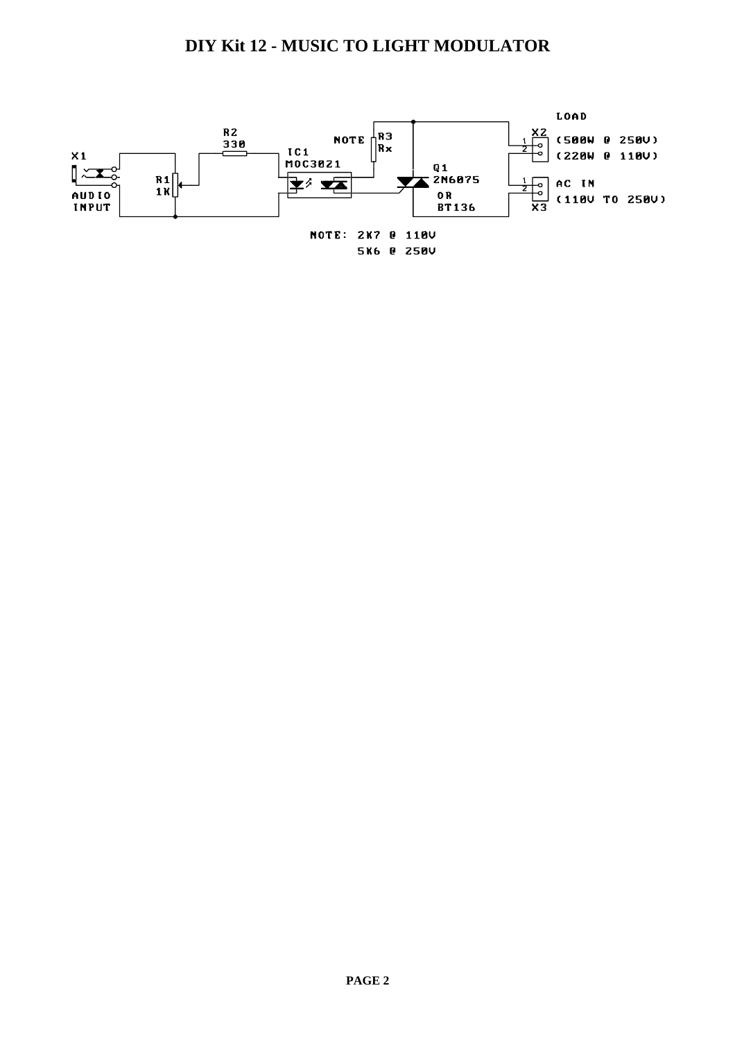# DIY Kit 12 - MUSIC TO LIGHT MODULATOR

X1

AUDIO
INPUT

R1
1K

R2
330

IC1
MOC3021

NOTE

R3
Rx

Q1
2N6075
OR
BT136

LOAD

X2

(500W @ 250V)
(220W @ 110V)

AC IN
(110V TO 250V)

X3

NOTE: 2K7 @ 110V
5K6 @ 250V